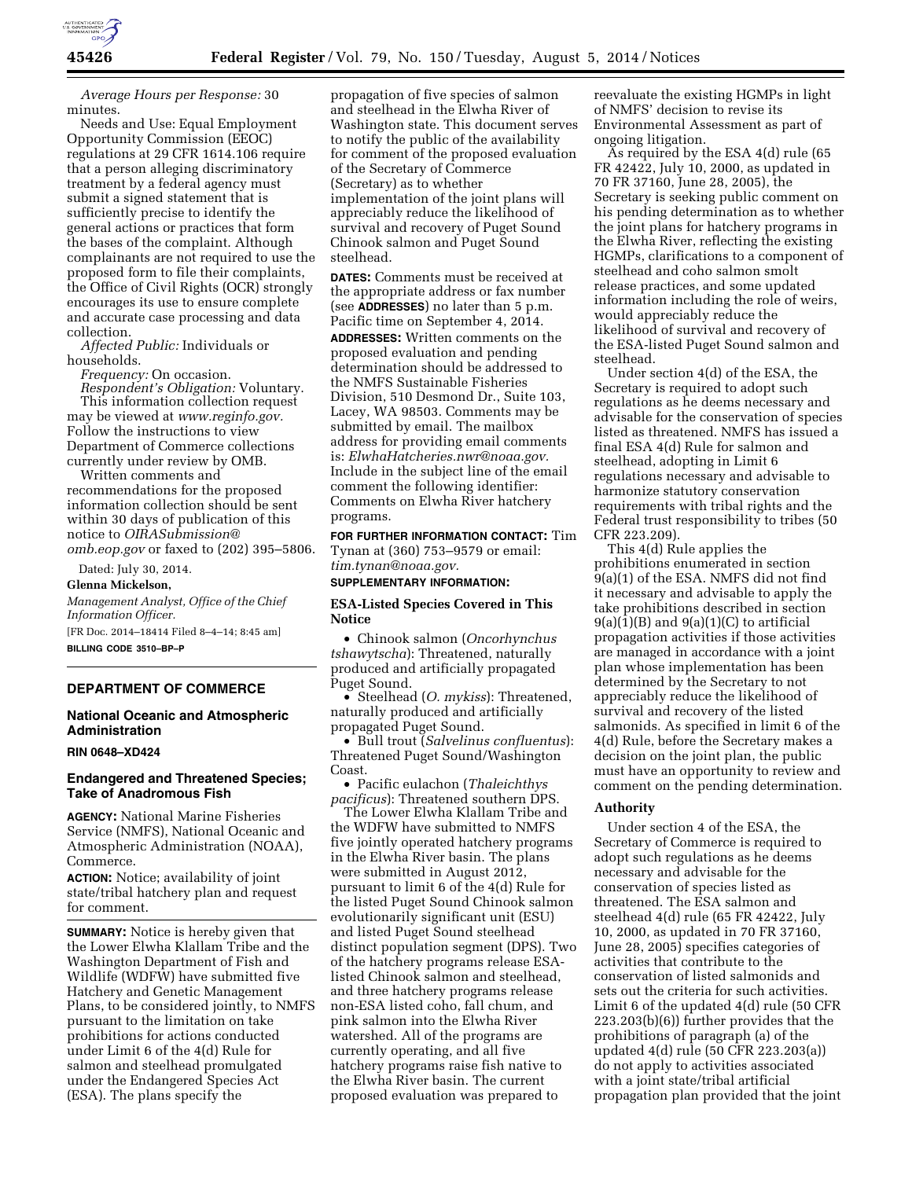*Average Hours per Response:* 30 minutes.

Needs and Use: Equal Employment Opportunity Commission (EEOC) regulations at 29 CFR 1614.106 require that a person alleging discriminatory treatment by a federal agency must submit a signed statement that is sufficiently precise to identify the general actions or practices that form the bases of the complaint. Although complainants are not required to use the proposed form to file their complaints, the Office of Civil Rights (OCR) strongly encourages its use to ensure complete and accurate case processing and data collection.

*Affected Public:* Individuals or households.

*Frequency:* On occasion.

*Respondent's Obligation:* Voluntary.

This information collection request may be viewed at *www.reginfo.gov.* Follow the instructions to view Department of Commerce collections currently under review by OMB.

Written comments and recommendations for the proposed information collection should be sent within 30 days of publication of this notice to *OIRASubmission@omb.eop.gov* or faxed to (202) 395–5806.

Dated: July 30, 2014.

**Glenna Mickelson,**

*Management Analyst, Office of the Chief Information Officer.*

[FR Doc. 2014–18414 Filed 8–4–14; 8:45 am]

**BILLING CODE 3510–BP–P**

## DEPARTMENT OF COMMERCE

### National Oceanic and Atmospheric Administration

**RIN 0648–XD424**

### Endangered and Threatened Species; Take of Anadromous Fish

**AGENCY:** National Marine Fisheries Service (NMFS), National Oceanic and Atmospheric Administration (NOAA), Commerce.

**ACTION:** Notice; availability of joint state/tribal hatchery plan and request for comment.

**SUMMARY:** Notice is hereby given that the Lower Elwha Klallam Tribe and the Washington Department of Fish and Wildlife (WDFW) have submitted five Hatchery and Genetic Management Plans, to be considered jointly, to NMFS pursuant to the limitation on take prohibitions for actions conducted under Limit 6 of the 4(d) Rule for salmon and steelhead promulgated under the Endangered Species Act (ESA). The plans specify the propagation of five species of salmon and steelhead in the Elwha River of Washington state. This document serves to notify the public of the availability for comment of the proposed evaluation of the Secretary of Commerce (Secretary) as to whether implementation of the joint plans will appreciably reduce the likelihood of survival and recovery of Puget Sound Chinook salmon and Puget Sound steelhead.

**DATES:** Comments must be received at the appropriate address or fax number (see **ADDRESSES**) no later than 5 p.m. Pacific time on September 4, 2014.

**ADDRESSES:** Written comments on the proposed evaluation and pending determination should be addressed to the NMFS Sustainable Fisheries Division, 510 Desmond Dr., Suite 103, Lacey, WA 98503. Comments may be submitted by email. The mailbox address for providing email comments is: *ElwhaHatcheries.nwr@noaa.gov.* Include in the subject line of the email comment the following identifier: Comments on Elwha River hatchery programs.

**FOR FURTHER INFORMATION CONTACT:** Tim Tynan at (360) 753–9579 or email: *tim.tynan@noaa.gov.*

**SUPPLEMENTARY INFORMATION:**

### ESA-Listed Species Covered in This Notice

- Chinook salmon (*Oncorhynchus tshawytscha*): Threatened, naturally produced and artificially propagated Puget Sound.
- Steelhead (*O. mykiss*): Threatened, naturally produced and artificially propagated Puget Sound.
- Bull trout (*Salvelinus confluentus*): Threatened Puget Sound/Washington Coast.
- Pacific eulachon (*Thaleichthys pacificus*): Threatened southern DPS.

The Lower Elwha Klallam Tribe and the WDFW have submitted to NMFS five jointly operated hatchery programs in the Elwha River basin. The plans were submitted in August 2012, pursuant to limit 6 of the 4(d) Rule for the listed Puget Sound Chinook salmon evolutionarily significant unit (ESU) and listed Puget Sound steelhead distinct population segment (DPS). Two of the hatchery programs release ESA-listed Chinook salmon and steelhead, and three hatchery programs release non-ESA listed coho, fall chum, and pink salmon into the Elwha River watershed. All of the programs are currently operating, and all five hatchery programs raise fish native to the Elwha River basin. The current proposed evaluation was prepared to reevaluate the existing HGMPs in light of NMFS' decision to revise its Environmental Assessment as part of ongoing litigation.

As required by the ESA 4(d) rule (65 FR 42422, July 10, 2000, as updated in 70 FR 37160, June 28, 2005), the Secretary is seeking public comment on his pending determination as to whether the joint plans for hatchery programs in the Elwha River, reflecting the existing HGMPs, clarifications to a component of steelhead and coho salmon smolt release practices, and some updated information including the role of weirs, would appreciably reduce the likelihood of survival and recovery of the ESA-listed Puget Sound salmon and steelhead.

Under section 4(d) of the ESA, the Secretary is required to adopt such regulations as he deems necessary and advisable for the conservation of species listed as threatened. NMFS has issued a final ESA 4(d) Rule for salmon and steelhead, adopting in Limit 6 regulations necessary and advisable to harmonize statutory conservation requirements with tribal rights and the Federal trust responsibility to tribes (50 CFR 223.209).

This 4(d) Rule applies the prohibitions enumerated in section 9(a)(1) of the ESA. NMFS did not find it necessary and advisable to apply the take prohibitions described in section 9(a)(1)(B) and 9(a)(1)(C) to artificial propagation activities if those activities are managed in accordance with a joint plan whose implementation has been determined by the Secretary to not appreciably reduce the likelihood of survival and recovery of the listed salmonids. As specified in limit 6 of the 4(d) Rule, before the Secretary makes a decision on the joint plan, the public must have an opportunity to review and comment on the pending determination.

### Authority

Under section 4 of the ESA, the Secretary of Commerce is required to adopt such regulations as he deems necessary and advisable for the conservation of species listed as threatened. The ESA salmon and steelhead 4(d) rule (65 FR 42422, July 10, 2000, as updated in 70 FR 37160, June 28, 2005) specifies categories of activities that contribute to the conservation of listed salmonids and sets out the criteria for such activities. Limit 6 of the updated 4(d) rule (50 CFR 223.203(b)(6)) further provides that the prohibitions of paragraph (a) of the updated 4(d) rule (50 CFR 223.203(a)) do not apply to activities associated with a joint state/tribal artificial propagation plan provided that the joint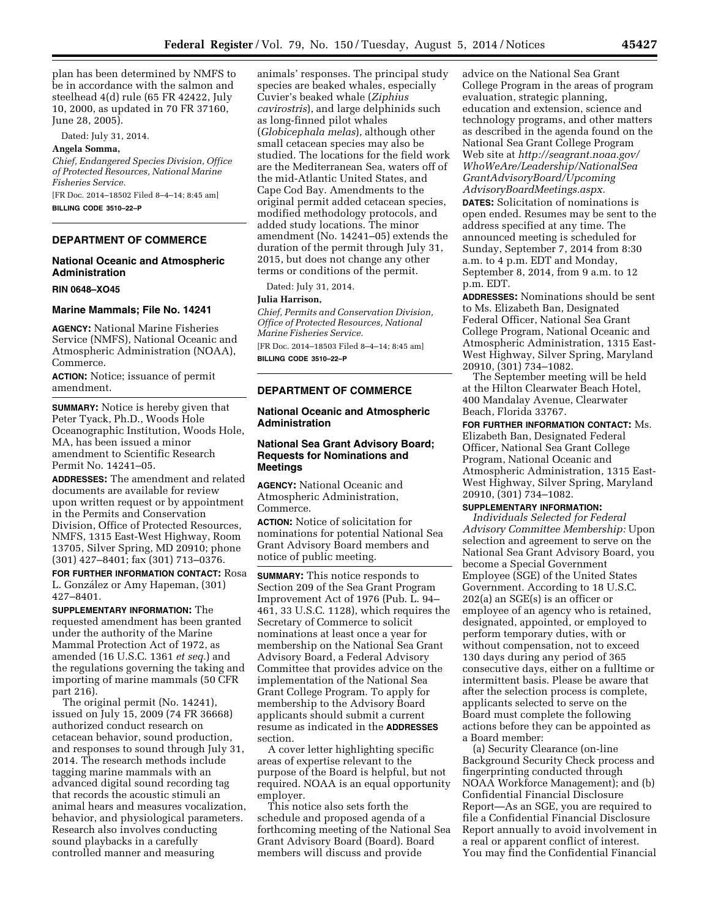plan has been determined by NMFS to be in accordance with the salmon and steelhead 4(d) rule (65 FR 42422, July 10, 2000, as updated in 70 FR 37160, June 28, 2005).

Dated: July 31, 2014.

**Angela Somma,**

*Chief, Endangered Species Division, Office of Protected Resources, National Marine Fisheries Service.*

[FR Doc. 2014–18502 Filed 8–4–14; 8:45 am]

**BILLING CODE 3510–22–P**

---

## DEPARTMENT OF COMMERCE

### National Oceanic and Atmospheric Administration

**RIN 0648–XO45**

### Marine Mammals; File No. 14241

**AGENCY:** National Marine Fisheries Service (NMFS), National Oceanic and Atmospheric Administration (NOAA), Commerce.

**ACTION:** Notice; issuance of permit amendment.

**SUMMARY:** Notice is hereby given that Peter Tyack, Ph.D., Woods Hole Oceanographic Institution, Woods Hole, MA, has been issued a minor amendment to Scientific Research Permit No. 14241–05.

**ADDRESSES:** The amendment and related documents are available for review upon written request or by appointment in the Permits and Conservation Division, Office of Protected Resources, NMFS, 1315 East-West Highway, Room 13705, Silver Spring, MD 20910; phone (301) 427–8401; fax (301) 713–0376.

**FOR FURTHER INFORMATION CONTACT:** Rosa L. González or Amy Hapeman, (301) 427–8401.

**SUPPLEMENTARY INFORMATION:** The requested amendment has been granted under the authority of the Marine Mammal Protection Act of 1972, as amended (16 U.S.C. 1361 *et seq.*) and the regulations governing the taking and importing of marine mammals (50 CFR part 216).

The original permit (No. 14241), issued on July 15, 2009 (74 FR 36668) authorized conduct research on cetacean behavior, sound production, and responses to sound through July 31, 2014. The research methods include tagging marine mammals with an advanced digital sound recording tag that records the acoustic stimuli an animal hears and measures vocalization, behavior, and physiological parameters. Research also involves conducting sound playbacks in a carefully controlled manner and measuring animals' responses. The principal study species are beaked whales, especially Cuvier's beaked whale (*Ziphius cavirostris*), and large delphinids such as long-finned pilot whales (*Globicephala melas*), although other small cetacean species may also be studied. The locations for the field work are the Mediterranean Sea, waters off of the mid-Atlantic United States, and Cape Cod Bay. Amendments to the original permit added cetacean species, modified methodology protocols, and added study locations. The minor amendment (No. 14241–05) extends the duration of the permit through July 31, 2015, but does not change any other terms or conditions of the permit.

Dated: July 31, 2014.

**Julia Harrison,**

*Chief, Permits and Conservation Division, Office of Protected Resources, National Marine Fisheries Service.*

[FR Doc. 2014–18503 Filed 8–4–14; 8:45 am]

**BILLING CODE 3510–22–P**

---

## DEPARTMENT OF COMMERCE

### National Oceanic and Atmospheric Administration

### National Sea Grant Advisory Board; Requests for Nominations and Meetings

**AGENCY:** National Oceanic and Atmospheric Administration, Commerce.

**ACTION:** Notice of solicitation for nominations for potential National Sea Grant Advisory Board members and notice of public meeting.

**SUMMARY:** This notice responds to Section 209 of the Sea Grant Program Improvement Act of 1976 (Pub. L. 94–461, 33 U.S.C. 1128), which requires the Secretary of Commerce to solicit nominations at least once a year for membership on the National Sea Grant Advisory Board, a Federal Advisory Committee that provides advice on the implementation of the National Sea Grant College Program. To apply for membership to the Advisory Board applicants should submit a current resume as indicated in the **ADDRESSES** section.

A cover letter highlighting specific areas of expertise relevant to the purpose of the Board is helpful, but not required. NOAA is an equal opportunity employer.

This notice also sets forth the schedule and proposed agenda of a forthcoming meeting of the National Sea Grant Advisory Board (Board). Board members will discuss and provide advice on the National Sea Grant College Program in the areas of program evaluation, strategic planning, education and extension, science and technology programs, and other matters as described in the agenda found on the National Sea Grant College Program Web site at *http://seagrant.noaa.gov/WhoWeAre/Leadership/NationalSeaGrantAdvisoryBoard/UpcomingAdvisoryBoardMeetings.aspx.*

**DATES:** Solicitation of nominations is open ended. Resumes may be sent to the address specified at any time. The announced meeting is scheduled for Sunday, September 7, 2014 from 8:30 a.m. to 4 p.m. EDT and Monday, September 8, 2014, from 9 a.m. to 12 p.m. EDT.

**ADDRESSES:** Nominations should be sent to Ms. Elizabeth Ban, Designated Federal Officer, National Sea Grant College Program, National Oceanic and Atmospheric Administration, 1315 East-West Highway, Silver Spring, Maryland 20910, (301) 734–1082.

The September meeting will be held at the Hilton Clearwater Beach Hotel, 400 Mandalay Avenue, Clearwater Beach, Florida 33767.

**FOR FURTHER INFORMATION CONTACT:** Ms. Elizabeth Ban, Designated Federal Officer, National Sea Grant College Program, National Oceanic and Atmospheric Administration, 1315 East-West Highway, Silver Spring, Maryland 20910, (301) 734–1082.

**SUPPLEMENTARY INFORMATION:**

*Individuals Selected for Federal Advisory Committee Membership:* Upon selection and agreement to serve on the National Sea Grant Advisory Board, you become a Special Government Employee (SGE) of the United States Government. According to 18 U.S.C. 202(a) an SGE(s) is an officer or employee of an agency who is retained, designated, appointed, or employed to perform temporary duties, with or without compensation, not to exceed 130 days during any period of 365 consecutive days, either on a fulltime or intermittent basis. Please be aware that after the selection process is complete, applicants selected to serve on the Board must complete the following actions before they can be appointed as a Board member:

(a) Security Clearance (on-line Background Security Check process and fingerprinting conducted through NOAA Workforce Management); and (b) Confidential Financial Disclosure Report—As an SGE, you are required to file a Confidential Financial Disclosure Report annually to avoid involvement in a real or apparent conflict of interest. You may find the Confidential Financial